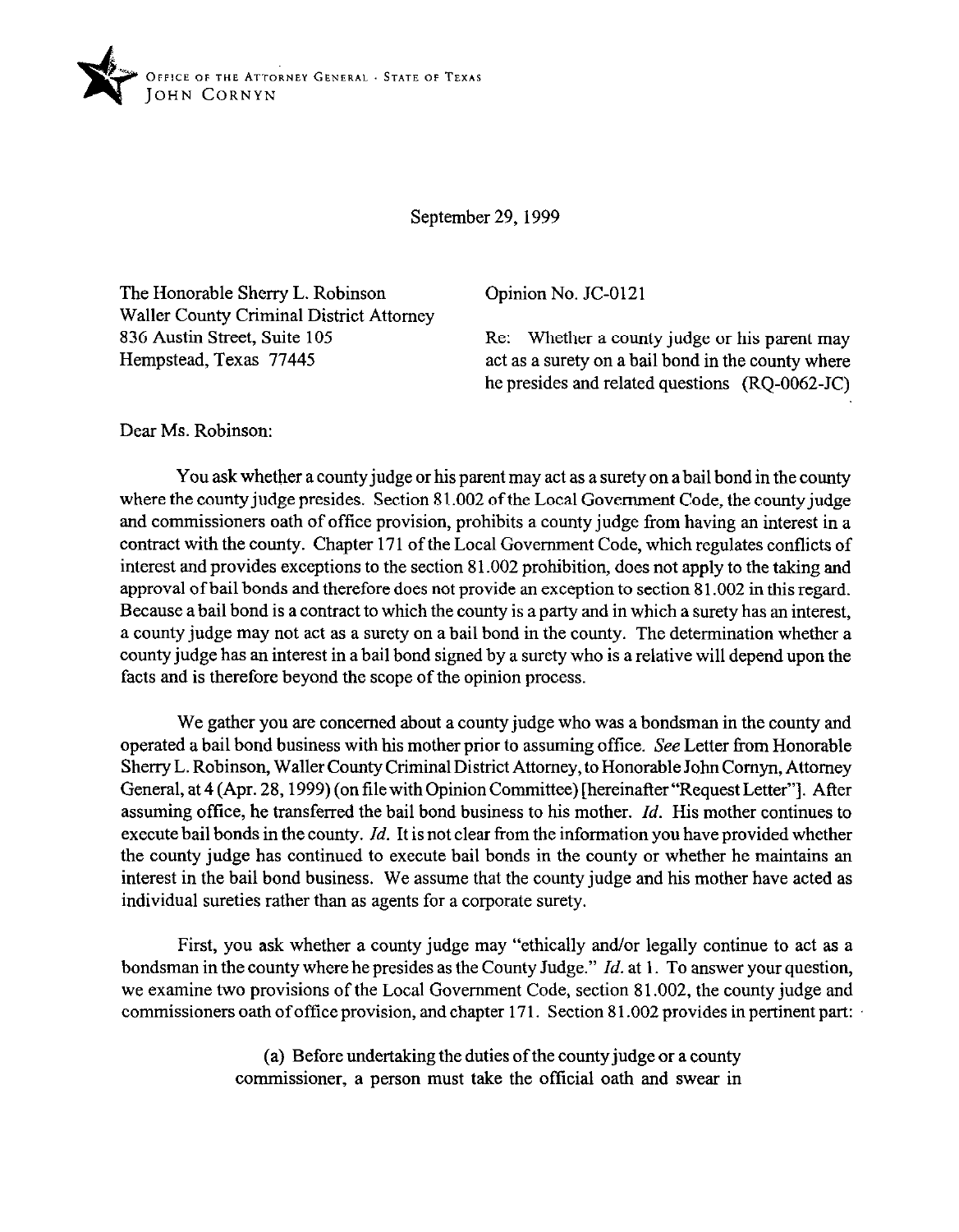OFFICE OF THE ATTORNEY GENERAL · STATE OF TEXAS
JOHN CORNYN

September 29, 1999

The Honorable Sherry L. Robinson
Waller County Criminal District Attorney
836 Austin Street, Suite 105
Hempstead, Texas 77445

Opinion No. JC-0121

Re: Whether a county judge or his parent may act as a surety on a bail bond in the county where he presides and related questions (RQ-0062-JC)

Dear Ms. Robinson:

You ask whether a county judge or his parent may act as a surety on a bail bond in the county where the county judge presides. Section 81.002 of the Local Government Code, the county judge and commissioners oath of office provision, prohibits a county judge from having an interest in a contract with the county. Chapter 171 of the Local Government Code, which regulates conflicts of interest and provides exceptions to the section 81.002 prohibition, does not apply to the taking and approval of bail bonds and therefore does not provide an exception to section 81.002 in this regard. Because a bail bond is a contract to which the county is a party and in which a surety has an interest, a county judge may not act as a surety on a bail bond in the county. The determination whether a county judge has an interest in a bail bond signed by a surety who is a relative will depend upon the facts and is therefore beyond the scope of the opinion process.

We gather you are concerned about a county judge who was a bondsman in the county and operated a bail bond business with his mother prior to assuming office. *See* Letter from Honorable Sherry L. Robinson, Waller County Criminal District Attorney, to Honorable John Cornyn, Attorney General, at 4 (Apr. 28, 1999) (on file with Opinion Committee) [hereinafter "Request Letter"]. After assuming office, he transferred the bail bond business to his mother. *Id.* His mother continues to execute bail bonds in the county. *Id.* It is not clear from the information you have provided whether the county judge has continued to execute bail bonds in the county or whether he maintains an interest in the bail bond business. We assume that the county judge and his mother have acted as individual sureties rather than as agents for a corporate surety.

First, you ask whether a county judge may "ethically and/or legally continue to act as a bondsman in the county where he presides as the County Judge." *Id.* at 1. To answer your question, we examine two provisions of the Local Government Code, section 81.002, the county judge and commissioners oath of office provision, and chapter 171. Section 81.002 provides in pertinent part:

> (a) Before undertaking the duties of the county judge or a county commissioner, a person must take the official oath and swear in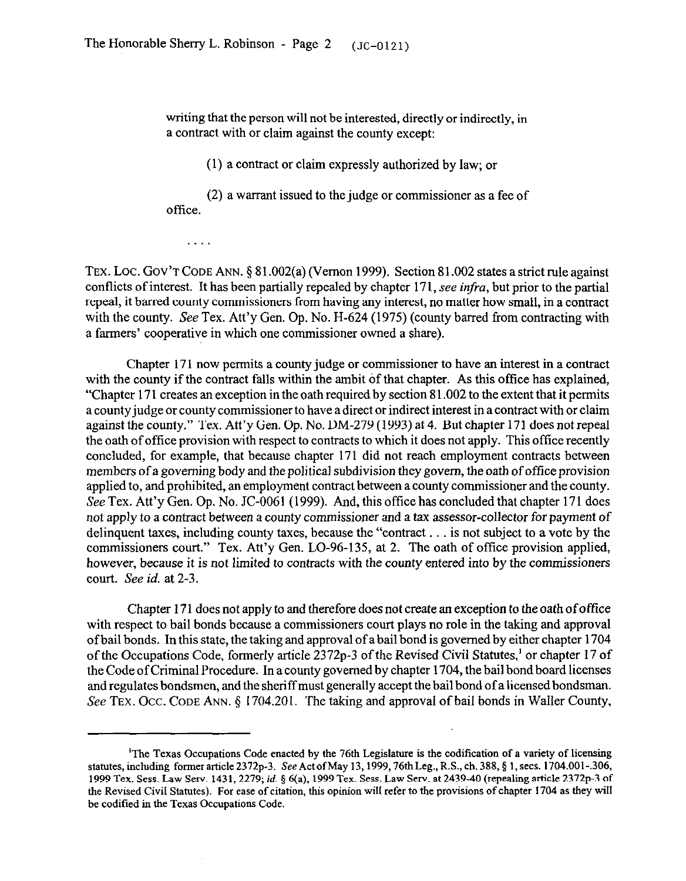> writing that the person will not be interested, directly or indirectly, in a contract with or claim against the county except:
>
> (1) a contract or claim expressly authorized by law; or
>
> (2) a warrant issued to the judge or commissioner as a fee of office.
>
> . . . .

TEX. LOC. GOV'T CODE ANN. § 81.002(a) (Vernon 1999). Section 81.002 states a strict rule against conflicts of interest. It has been partially repealed by chapter 171, *see infra*, but prior to the partial repeal, it barred county commissioners from having any interest, no matter how small, in a contract with the county. *See* Tex. Att'y Gen. Op. No. H-624 (1975) (county barred from contracting with a farmers' cooperative in which one commissioner owned a share).

Chapter 171 now permits a county judge or commissioner to have an interest in a contract with the county if the contract falls within the ambit of that chapter. As this office has explained, "Chapter 171 creates an exception in the oath required by section 81.002 to the extent that it permits a county judge or county commissioner to have a direct or indirect interest in a contract with or claim against the county." Tex. Att'y Gen. Op. No. DM-279 (1993) at 4. But chapter 171 does not repeal the oath of office provision with respect to contracts to which it does not apply. This office recently concluded, for example, that because chapter 171 did not reach employment contracts between members of a governing body and the political subdivision they govern, the oath of office provision applied to, and prohibited, an employment contract between a county commissioner and the county. *See* Tex. Att'y Gen. Op. No. JC-0061 (1999). And, this office has concluded that chapter 171 does not apply to a contract between a county commissioner and a tax assessor-collector for payment of delinquent taxes, including county taxes, because the "contract . . . is not subject to a vote by the commissioners court." Tex. Att'y Gen. LO-96-135, at 2. The oath of office provision applied, however, because it is not limited to contracts with the county entered into by the commissioners court. *See id.* at 2-3.

Chapter 171 does not apply to and therefore does not create an exception to the oath of office with respect to bail bonds because a commissioners court plays no role in the taking and approval of bail bonds. In this state, the taking and approval of a bail bond is governed by either chapter 1704 of the Occupations Code, formerly article 2372p-3 of the Revised Civil Statutes,[1] or chapter 17 of the Code of Criminal Procedure. In a county governed by chapter 1704, the bail bond board licenses and regulates bondsmen, and the sheriff must generally accept the bail bond of a licensed bondsman. *See* TEX. OCC. CODE ANN. § 1704.201. The taking and approval of bail bonds in Waller County,

---

[1]The Texas Occupations Code enacted by the 76th Legislature is the codification of a variety of licensing statutes, including former article 2372p-3. *See* Act of May 13, 1999, 76th Leg., R.S., ch. 388, § 1, secs. 1704.001-.306, 1999 Tex. Sess. Law Serv. 1431, 2279; *id.* § 6(a), 1999 Tex. Sess. Law Serv. at 2439-40 (repealing article 2372p-3 of the Revised Civil Statutes). For ease of citation, this opinion will refer to the provisions of chapter 1704 as they will be codified in the Texas Occupations Code.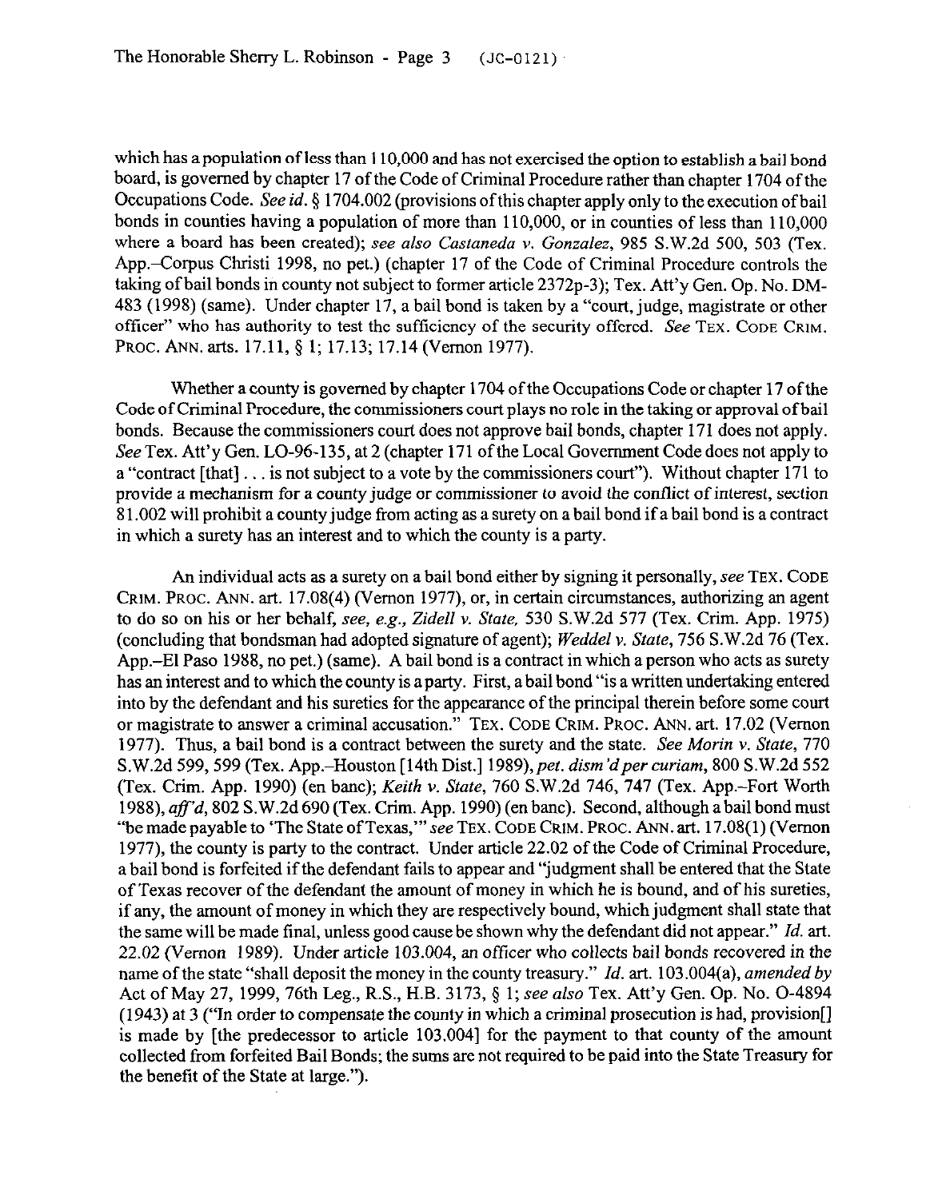which has a population of less than 110,000 and has not exercised the option to establish a bail bond board, is governed by chapter 17 of the Code of Criminal Procedure rather than chapter 1704 of the Occupations Code. *See id.* § 1704.002 (provisions of this chapter apply only to the execution of bail bonds in counties having a population of more than 110,000, or in counties of less than 110,000 where a board has been created); *see also Castaneda v. Gonzalez*, 985 S.W.2d 500, 503 (Tex. App.–Corpus Christi 1998, no pet.) (chapter 17 of the Code of Criminal Procedure controls the taking of bail bonds in county not subject to former article 2372p-3); Tex. Att'y Gen. Op. No. DM-483 (1998) (same). Under chapter 17, a bail bond is taken by a "court, judge, magistrate or other officer" who has authority to test the sufficiency of the security offered. *See* TEX. CODE CRIM. PROC. ANN. arts. 17.11, § 1; 17.13; 17.14 (Vernon 1977).

Whether a county is governed by chapter 1704 of the Occupations Code or chapter 17 of the Code of Criminal Procedure, the commissioners court plays no role in the taking or approval of bail bonds. Because the commissioners court does not approve bail bonds, chapter 171 does not apply. *See* Tex. Att'y Gen. LO-96-135, at 2 (chapter 171 of the Local Government Code does not apply to a "contract [that] . . . is not subject to a vote by the commissioners court"). Without chapter 171 to provide a mechanism for a county judge or commissioner to avoid the conflict of interest, section 81.002 will prohibit a county judge from acting as a surety on a bail bond if a bail bond is a contract in which a surety has an interest and to which the county is a party.

An individual acts as a surety on a bail bond either by signing it personally, *see* TEX. CODE CRIM. PROC. ANN. art. 17.08(4) (Vernon 1977), or, in certain circumstances, authorizing an agent to do so on his or her behalf, *see, e.g., Zidell v. State,* 530 S.W.2d 577 (Tex. Crim. App. 1975) (concluding that bondsman had adopted signature of agent); *Weddel v. State*, 756 S.W.2d 76 (Tex. App.–El Paso 1988, no pet.) (same). A bail bond is a contract in which a person who acts as surety has an interest and to which the county is a party. First, a bail bond "is a written undertaking entered into by the defendant and his sureties for the appearance of the principal therein before some court or magistrate to answer a criminal accusation." TEX. CODE CRIM. PROC. ANN. art. 17.02 (Vernon 1977). Thus, a bail bond is a contract between the surety and the state. *See Morin v. State*, 770 S.W.2d 599, 599 (Tex. App.–Houston [14th Dist.] 1989), *pet. dism'd per curiam*, 800 S.W.2d 552 (Tex. Crim. App. 1990) (en banc); *Keith v. State*, 760 S.W.2d 746, 747 (Tex. App.–Fort Worth 1988), *aff'd*, 802 S.W.2d 690 (Tex. Crim. App. 1990) (en banc). Second, although a bail bond must "be made payable to 'The State of Texas,'" *see* TEX. CODE CRIM. PROC. ANN. art. 17.08(1) (Vernon 1977), the county is party to the contract. Under article 22.02 of the Code of Criminal Procedure, a bail bond is forfeited if the defendant fails to appear and "judgment shall be entered that the State of Texas recover of the defendant the amount of money in which he is bound, and of his sureties, if any, the amount of money in which they are respectively bound, which judgment shall state that the same will be made final, unless good cause be shown why the defendant did not appear." *Id.* art. 22.02 (Vernon 1989). Under article 103.004, an officer who collects bail bonds recovered in the name of the state "shall deposit the money in the county treasury." *Id.* art. 103.004(a), *amended by* Act of May 27, 1999, 76th Leg., R.S., H.B. 3173, § 1; *see also* Tex. Att'y Gen. Op. No. O-4894 (1943) at 3 ("In order to compensate the county in which a criminal prosecution is had, provision[] is made by [the predecessor to article 103.004] for the payment to that county of the amount collected from forfeited Bail Bonds; the sums are not required to be paid into the State Treasury for the benefit of the State at large.").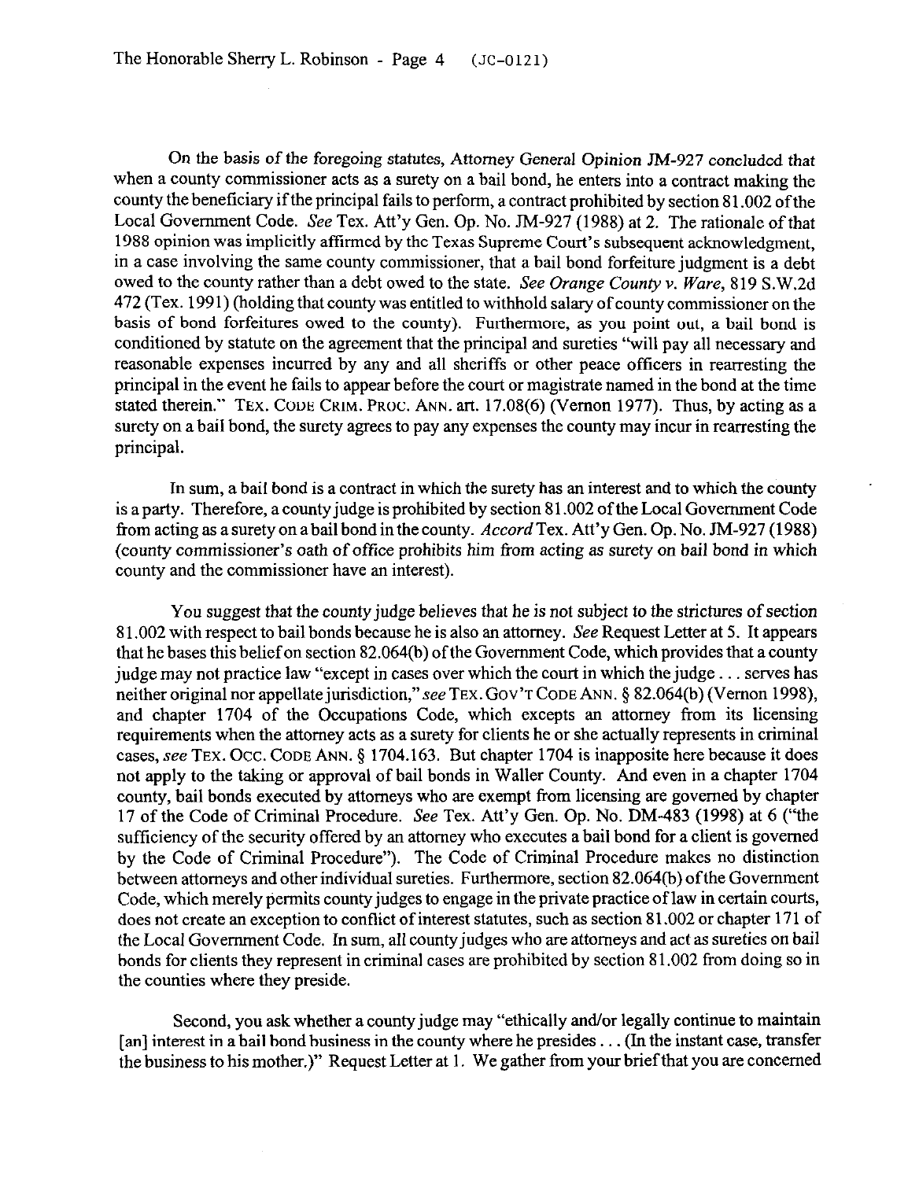On the basis of the foregoing statutes, Attorney General Opinion JM-927 concluded that when a county commissioner acts as a surety on a bail bond, he enters into a contract making the county the beneficiary if the principal fails to perform, a contract prohibited by section 81.002 of the Local Government Code. *See* Tex. Att'y Gen. Op. No. JM-927 (1988) at 2. The rationale of that 1988 opinion was implicitly affirmed by the Texas Supreme Court's subsequent acknowledgment, in a case involving the same county commissioner, that a bail bond forfeiture judgment is a debt owed to the county rather than a debt owed to the state. *See Orange County v. Ware*, 819 S.W.2d 472 (Tex. 1991) (holding that county was entitled to withhold salary of county commissioner on the basis of bond forfeitures owed to the county). Furthermore, as you point out, a bail bond is conditioned by statute on the agreement that the principal and sureties "will pay all necessary and reasonable expenses incurred by any and all sheriffs or other peace officers in rearresting the principal in the event he fails to appear before the court or magistrate named in the bond at the time stated therein." TEX. CODE CRIM. PROC. ANN. art. 17.08(6) (Vernon 1977). Thus, by acting as a surety on a bail bond, the surety agrees to pay any expenses the county may incur in rearresting the principal.

In sum, a bail bond is a contract in which the surety has an interest and to which the county is a party. Therefore, a county judge is prohibited by section 81.002 of the Local Government Code from acting as a surety on a bail bond in the county. *Accord* Tex. Att'y Gen. Op. No. JM-927 (1988) (county commissioner's oath of office prohibits him from acting as surety on bail bond in which county and the commissioner have an interest).

You suggest that the county judge believes that he is not subject to the strictures of section 81.002 with respect to bail bonds because he is also an attorney. *See* Request Letter at 5. It appears that he bases this belief on section 82.064(b) of the Government Code, which provides that a county judge may not practice law "except in cases over which the court in which the judge . . . serves has neither original nor appellate jurisdiction," *see* TEX. GOV'T CODE ANN. § 82.064(b) (Vernon 1998), and chapter 1704 of the Occupations Code, which excepts an attorney from its licensing requirements when the attorney acts as a surety for clients he or she actually represents in criminal cases, *see* TEX. OCC. CODE ANN. § 1704.163. But chapter 1704 is inapposite here because it does not apply to the taking or approval of bail bonds in Waller County. And even in a chapter 1704 county, bail bonds executed by attorneys who are exempt from licensing are governed by chapter 17 of the Code of Criminal Procedure. *See* Tex. Att'y Gen. Op. No. DM-483 (1998) at 6 ("the sufficiency of the security offered by an attorney who executes a bail bond for a client is governed by the Code of Criminal Procedure"). The Code of Criminal Procedure makes no distinction between attorneys and other individual sureties. Furthermore, section 82.064(b) of the Government Code, which merely permits county judges to engage in the private practice of law in certain courts, does not create an exception to conflict of interest statutes, such as section 81.002 or chapter 171 of the Local Government Code. In sum, all county judges who are attorneys and act as sureties on bail bonds for clients they represent in criminal cases are prohibited by section 81.002 from doing so in the counties where they preside.

Second, you ask whether a county judge may "ethically and/or legally continue to maintain [an] interest in a bail bond business in the county where he presides . . . (In the instant case, transfer the business to his mother.)" Request Letter at 1. We gather from your brief that you are concerned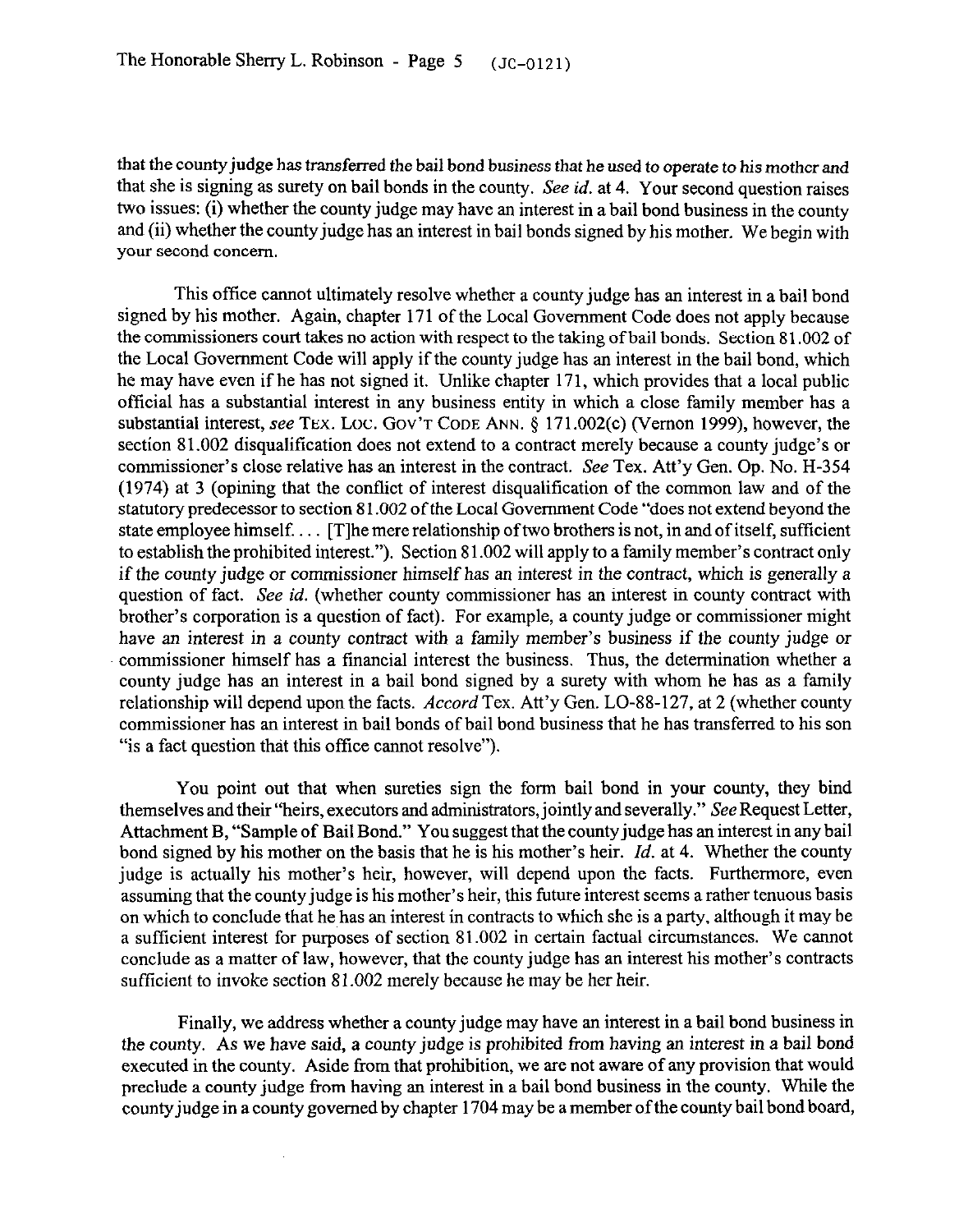that the county judge has transferred the bail bond business that he used to operate to his mother and that she is signing as surety on bail bonds in the county. *See id.* at 4. Your second question raises two issues: (i) whether the county judge may have an interest in a bail bond business in the county and (ii) whether the county judge has an interest in bail bonds signed by his mother. We begin with your second concern.

This office cannot ultimately resolve whether a county judge has an interest in a bail bond signed by his mother. Again, chapter 171 of the Local Government Code does not apply because the commissioners court takes no action with respect to the taking of bail bonds. Section 81.002 of the Local Government Code will apply if the county judge has an interest in the bail bond, which he may have even if he has not signed it. Unlike chapter 171, which provides that a local public official has a substantial interest in any business entity in which a close family member has a substantial interest, *see* TEX. LOC. GOV'T CODE ANN. § 171.002(c) (Vernon 1999), however, the section 81.002 disqualification does not extend to a contract merely because a county judge's or commissioner's close relative has an interest in the contract. *See* Tex. Att'y Gen. Op. No. H-354 (1974) at 3 (opining that the conflict of interest disqualification of the common law and of the statutory predecessor to section 81.002 of the Local Government Code "does not extend beyond the state employee himself. . . . [T]he mere relationship of two brothers is not, in and of itself, sufficient to establish the prohibited interest."). Section 81.002 will apply to a family member's contract only if the county judge or commissioner himself has an interest in the contract, which is generally a question of fact. *See id.* (whether county commissioner has an interest in county contract with brother's corporation is a question of fact). For example, a county judge or commissioner might have an interest in a county contract with a family member's business if the county judge or commissioner himself has a financial interest the business. Thus, the determination whether a county judge has an interest in a bail bond signed by a surety with whom he has as a family relationship will depend upon the facts. *Accord* Tex. Att'y Gen. LO-88-127, at 2 (whether county commissioner has an interest in bail bonds of bail bond business that he has transferred to his son "is a fact question that this office cannot resolve").

You point out that when sureties sign the form bail bond in your county, they bind themselves and their "heirs, executors and administrators, jointly and severally." *See* Request Letter, Attachment B, "Sample of Bail Bond." You suggest that the county judge has an interest in any bail bond signed by his mother on the basis that he is his mother's heir. *Id.* at 4. Whether the county judge is actually his mother's heir, however, will depend upon the facts. Furthermore, even assuming that the county judge is his mother's heir, this future interest seems a rather tenuous basis on which to conclude that he has an interest in contracts to which she is a party, although it may be a sufficient interest for purposes of section 81.002 in certain factual circumstances. We cannot conclude as a matter of law, however, that the county judge has an interest his mother's contracts sufficient to invoke section 81.002 merely because he may be her heir.

Finally, we address whether a county judge may have an interest in a bail bond business in the county. As we have said, a county judge is prohibited from having an interest in a bail bond executed in the county. Aside from that prohibition, we are not aware of any provision that would preclude a county judge from having an interest in a bail bond business in the county. While the county judge in a county governed by chapter 1704 may be a member of the county bail bond board,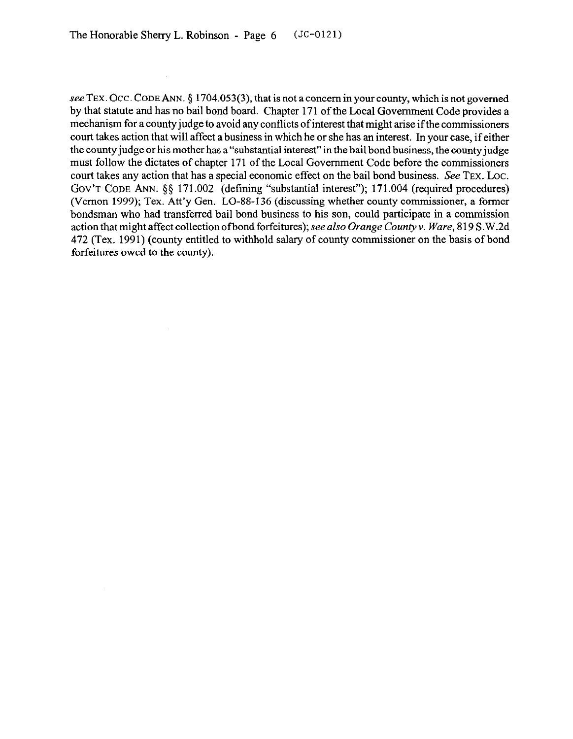*see* TEX. OCC. CODE ANN. § 1704.053(3), that is not a concern in your county, which is not governed by that statute and has no bail bond board. Chapter 171 of the Local Government Code provides a mechanism for a county judge to avoid any conflicts of interest that might arise if the commissioners court takes action that will affect a business in which he or she has an interest. In your case, if either the county judge or his mother has a "substantial interest" in the bail bond business, the county judge must follow the dictates of chapter 171 of the Local Government Code before the commissioners court takes any action that has a special economic effect on the bail bond business. *See* TEX. LOC. GOV'T CODE ANN. §§ 171.002 (defining "substantial interest"); 171.004 (required procedures) (Vernon 1999); Tex. Att'y Gen. LO-88-136 (discussing whether county commissioner, a former bondsman who had transferred bail bond business to his son, could participate in a commission action that might affect collection of bond forfeitures); *see also Orange County v. Ware*, 819 S.W.2d 472 (Tex. 1991) (county entitled to withhold salary of county commissioner on the basis of bond forfeitures owed to the county).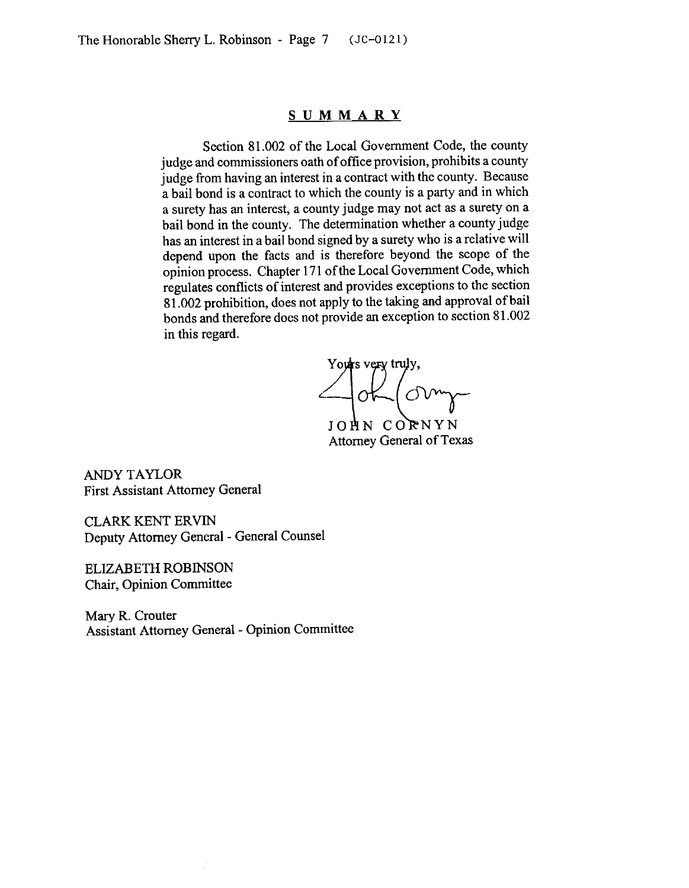## SUMMARY

Section 81.002 of the Local Government Code, the county judge and commissioners oath of office provision, prohibits a county judge from having an interest in a contract with the county. Because a bail bond is a contract to which the county is a party and in which a surety has an interest, a county judge may not act as a surety on a bail bond in the county. The determination whether a county judge has an interest in a bail bond signed by a surety who is a relative will depend upon the facts and is therefore beyond the scope of the opinion process. Chapter 171 of the Local Government Code, which regulates conflicts of interest and provides exceptions to the section 81.002 prohibition, does not apply to the taking and approval of bail bonds and therefore does not provide an exception to section 81.002 in this regard.

Yours very truly,

JOHN CORNYN
Attorney General of Texas

ANDY TAYLOR
First Assistant Attorney General

CLARK KENT ERVIN
Deputy Attorney General - General Counsel

ELIZABETH ROBINSON
Chair, Opinion Committee

Mary R. Crouter
Assistant Attorney General - Opinion Committee